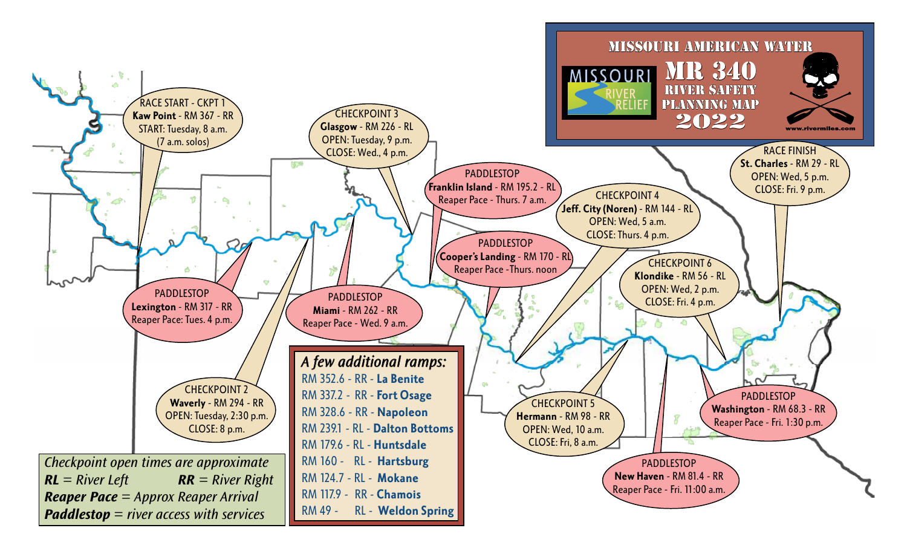# MISSOURI AMERICAN WATER

## MR 340 RIVER SAFETY PLANNING MAP 2022

MISSOURI RIVER RELIEF

www.rivermiles.com

**RACE START - CKPT 1**
**Kaw Point** - RM 367 - RR
START: Tuesday, 8 a.m.
(7 a.m. solos)

**CHECKPOINT 3**
**Glasgow** - RM 226 - RL
OPEN: Tuesday, 9 p.m.
CLOSE: Wed., 4 p.m.

**PADDLESTOP**
**Franklin Island** - RM 195.2 - RL
Reaper Pace - Thurs. 7 a.m.

**CHECKPOINT 4**
**Jeff. City (Noren)** - RM 144 - RL
OPEN: Wed, 5 a.m.
CLOSE: Thurs. 4 p.m.

**RACE FINISH**
**St. Charles** - RM 29 - RL
OPEN: Wed, 5 p.m.
CLOSE: Fri. 9 p.m.

**PADDLESTOP**
**Cooper's Landing** - RM 170 - RL
Reaper Pace -Thurs. noon

**CHECKPOINT 6**
**Klondike** - RM 56 - RL
OPEN: Wed, 2 p.m.
CLOSE: Fri. 4 p.m.

**PADDLESTOP**
**Lexington** - RM 317 - RR
Reaper Pace: Tues. 4 p.m.

**PADDLESTOP**
**Miami** - RM 262 - RR
Reaper Pace - Wed. 9 a.m.

**CHECKPOINT 2**
**Waverly** - RM 294 - RR
OPEN: Tuesday, 2:30 p.m.
CLOSE: 8 p.m.

**CHECKPOINT 5**
**Hermann** - RM 98 - RR
OPEN: Wed, 10 a.m.
CLOSE: Fri, 8 a.m.

**PADDLESTOP**
**Washington** - RM 68.3 - RR
Reaper Pace - Fri. 1:30 p.m.

**PADDLESTOP**
**New Haven** - RM 81.4 - RR
Reaper Pace - Fri. 11:00 a.m.

### *A few additional ramps:*

- RM 352.6 - RR - **La Benite**
- RM 337.2 - RR - **Fort Osage**
- RM 328.6 - RR - **Napoleon**
- RM 239.1 - RL - **Dalton Bottoms**
- RM 179.6 - RL - **Huntsdale**
- RM 160 - RL - **Hartsburg**
- RM 124.7 - RL - **Mokane**
- RM 117.9 - RR - **Chamois**
- RM 49 - RL - **Weldon Spring**

*Checkpoint open times are approximate*
***RL** = River Left* ***RR** = River Right*
***Reaper Pace** = Approx Reaper Arrival*
***Paddlestop** = river access with services*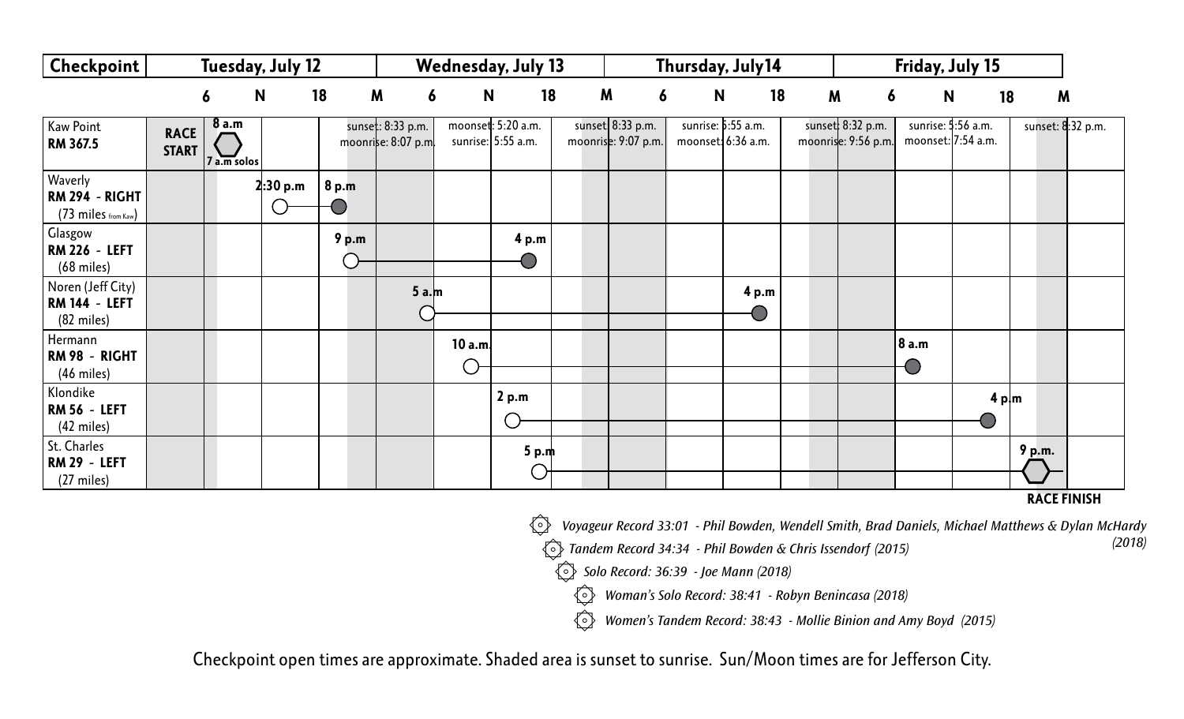Checkpoint

Tuesday, July 12

Wednesday, July 13

Thursday, July14

Friday, July 15

6 N 18 M 6 N 18 M 6 N 18 M 6 N 18 M

Kaw Point
**RM 367.5**

**RACE START**

8 a.m

7 a.m solos

sunset: 8:33 p.m.
moonrise: 8:07 p.m.

moonset: 5:20 a.m.
sunrise: 5:55 a.m.

sunset: 8:33 p.m.
moonrise: 9:07 p.m.

sunrise: 5:55 a.m.
moonset: 6:36 a.m.

sunset: 8:32 p.m.
moonrise: 9:56 p.m.

sunrise: 5:56 a.m.
moonset: 7:54 a.m.

sunset: 8:32 p.m.

Waverly
**RM 294 - RIGHT**
(73 miles from Kaw)

2:30 p.m

8 p.m

Glasgow
**RM 226 - LEFT**
(68 miles)

9 p.m

4 p.m

Noren (Jeff City)
**RM 144 - LEFT**
(82 miles)

5 a.m

4 p.m

Hermann
**RM 98 - RIGHT**
(46 miles)

10 a.m.

8 a.m

Klondike
**RM 56 - LEFT**
(42 miles)

2 p.m

4 p.m

St. Charles
**RM 29 - LEFT**
(27 miles)

5 p.m

9 p.m.

**RACE FINISH**

*Voyageur Record 33:01 - Phil Bowden, Wendell Smith, Brad Daniels, Michael Matthews & Dylan McHardy (2018)*

*Tandem Record 34:34 - Phil Bowden & Chris Issendorf (2015)*

*Solo Record: 36:39 - Joe Mann (2018)*

*Woman's Solo Record: 38:41 - Robyn Benincasa (2018)*

*Women's Tandem Record: 38:43 - Mollie Binion and Amy Boyd (2015)*

Checkpoint open times are approximate. Shaded area is sunset to sunrise. Sun/Moon times are for Jefferson City.